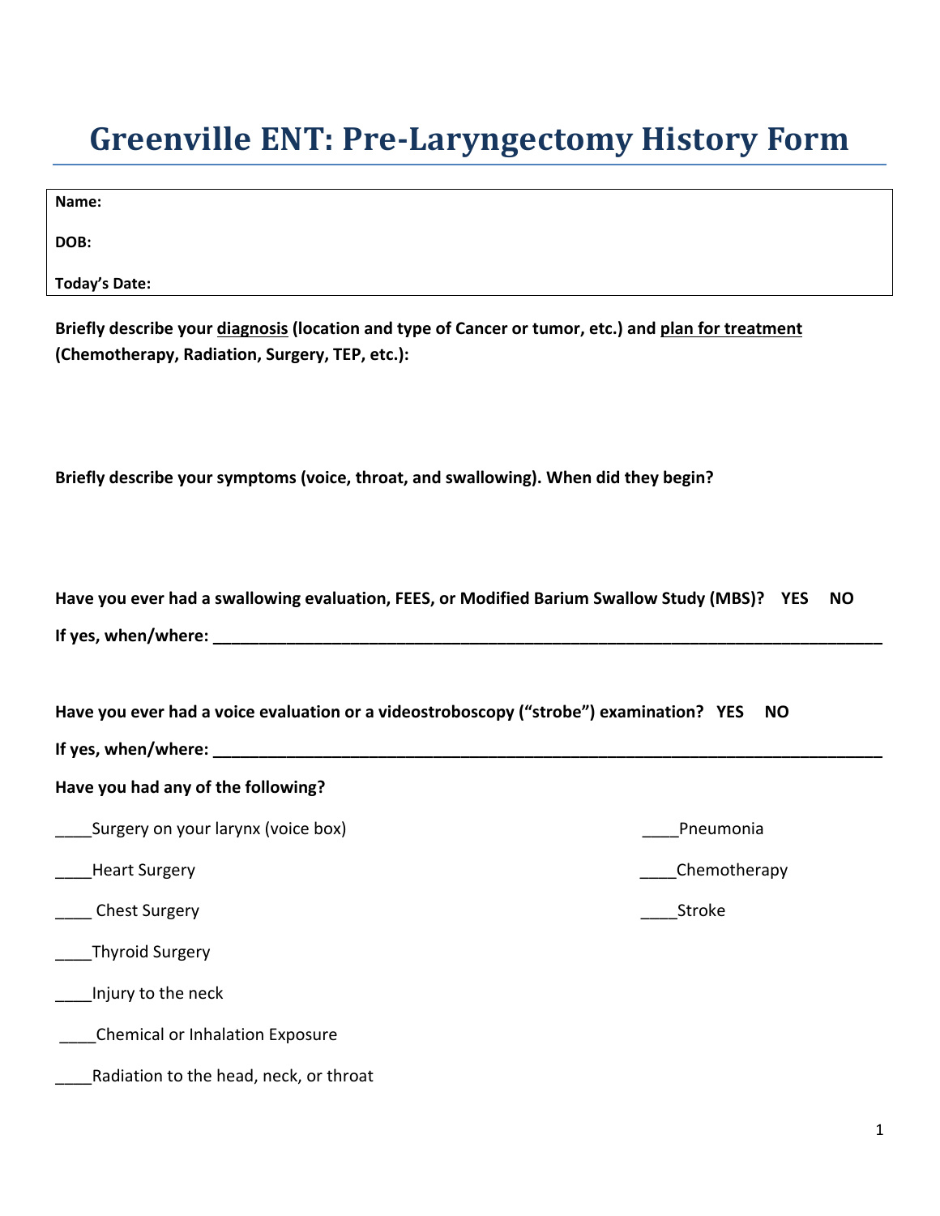# Greenville ENT: Pre-Laryngectomy History Form

**Name:**

**DOB:**

**Today's Date:**

**Briefly describe your <u>diagnosis</u> (location and type of Cancer or tumor, etc.) and <u>plan for treatment</u> (Chemotherapy, Radiation, Surgery, TEP, etc.):**

**Briefly describe your symptoms (voice, throat, and swallowing). When did they begin?**

**Have you ever had a swallowing evaluation, FEES, or Modified Barium Swallow Study (MBS)? YES NO**

**If yes, when/where: ________________________________________________________________________**

**Have you ever had a voice evaluation or a videostroboscopy ("strobe") examination? YES NO**

**If yes, when/where: ________________________________________________________________________**

**Have you had any of the following?**

____Surgery on your larynx (voice box)

____Heart Surgery

____ Chest Surgery

____Thyroid Surgery

____Injury to the neck

____Chemical or Inhalation Exposure

____Radiation to the head, neck, or throat

____Pneumonia

____Chemotherapy

____Stroke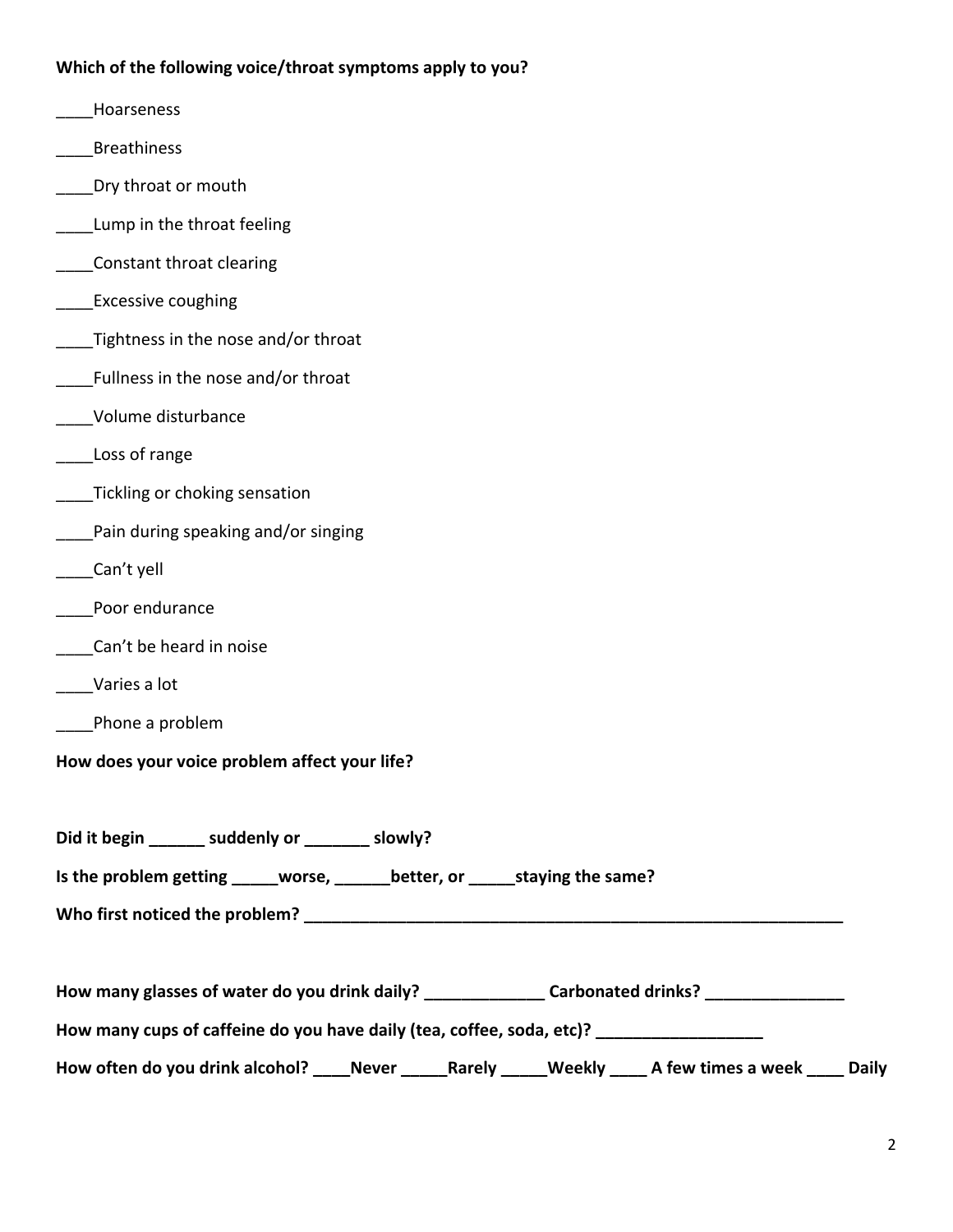**Which of the following voice/throat symptoms apply to you?**

____Hoarseness

____Breathiness

____Dry throat or mouth

____Lump in the throat feeling

____Constant throat clearing

____Excessive coughing

____Tightness in the nose and/or throat

____Fullness in the nose and/or throat

____Volume disturbance

____Loss of range

____Tickling or choking sensation

____Pain during speaking and/or singing

____Can't yell

____Poor endurance

____Can't be heard in noise

____Varies a lot

____Phone a problem

**How does your voice problem affect your life?**

**Did it begin ______ suddenly or _______ slowly?**

**Is the problem getting _____worse, ______better, or _____staying the same?**

**Who first noticed the problem? ______________________________________________________________**

**How many glasses of water do you drink daily? _____________ Carbonated drinks? _______________**

**How many cups of caffeine do you have daily (tea, coffee, soda, etc)? __________________**

**How often do you drink alcohol? ____Never _____Rarely _____Weekly ____ A few times a week ____ Daily**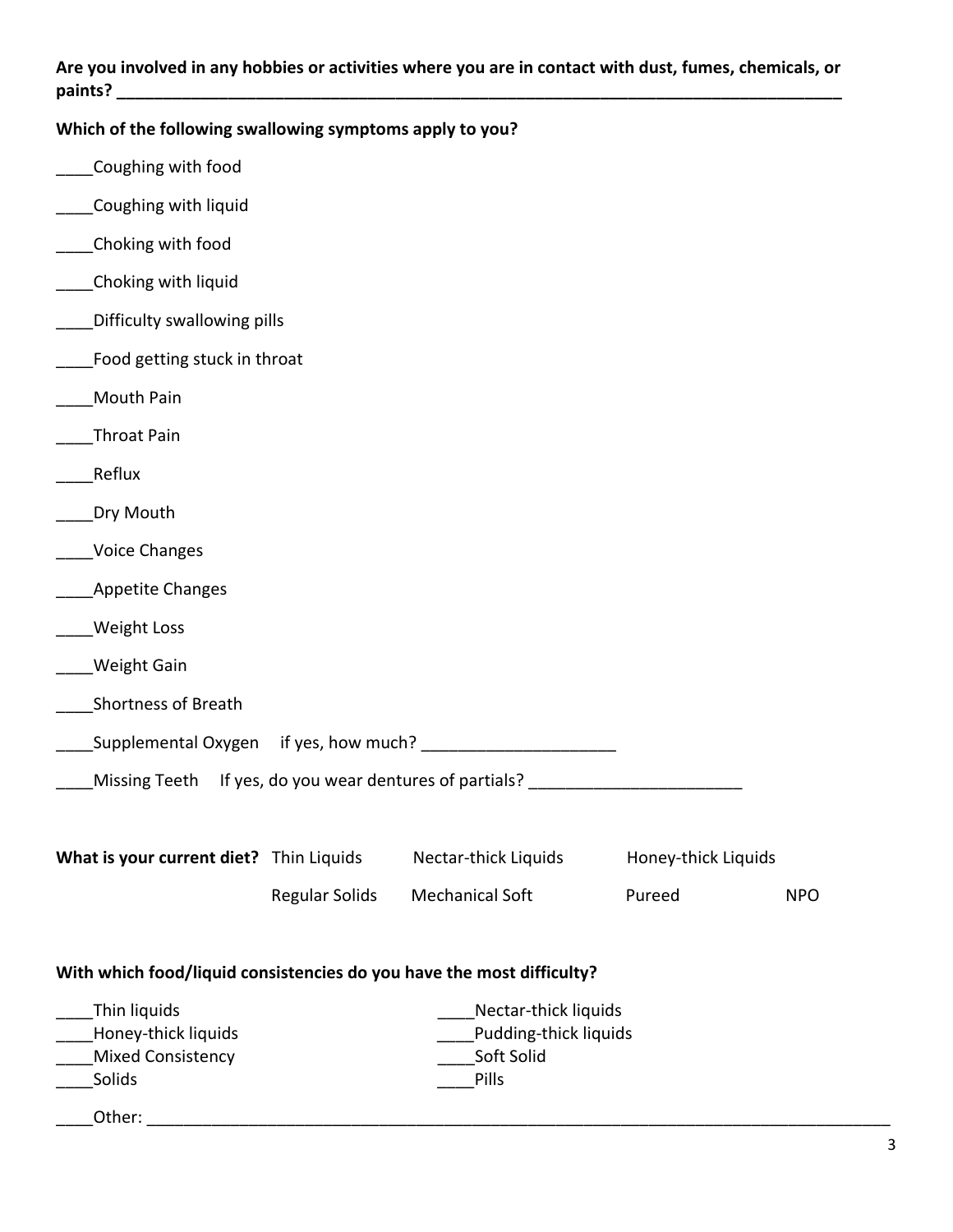**Are you involved in any hobbies or activities where you are in contact with dust, fumes, chemicals, or paints? ___________________________________________________________________________________**

**Which of the following swallowing symptoms apply to you?**

____Coughing with food

____Coughing with liquid

____Choking with food

____Choking with liquid

____Difficulty swallowing pills

____Food getting stuck in throat

____Mouth Pain

____Throat Pain

____Reflux

____Dry Mouth

____Voice Changes

____Appetite Changes

____Weight Loss

____Weight Gain

____Shortness of Breath

____Supplemental Oxygen   if yes, how much? _____________________

____Missing Teeth   If yes, do you wear dentures of partials? _______________________

**What is your current diet?** Thin Liquids   Nectar-thick Liquids   Honey-thick Liquids

Regular Solids   Mechanical Soft   Pureed   NPO

**With which food/liquid consistencies do you have the most difficulty?**

____Thin liquids

____Nectar-thick liquids

____Honey-thick liquids

____Pudding-thick liquids

____Mixed Consistency

____Soft Solid

____Solids

____Pills

____Other: ___________________________________________________________________________________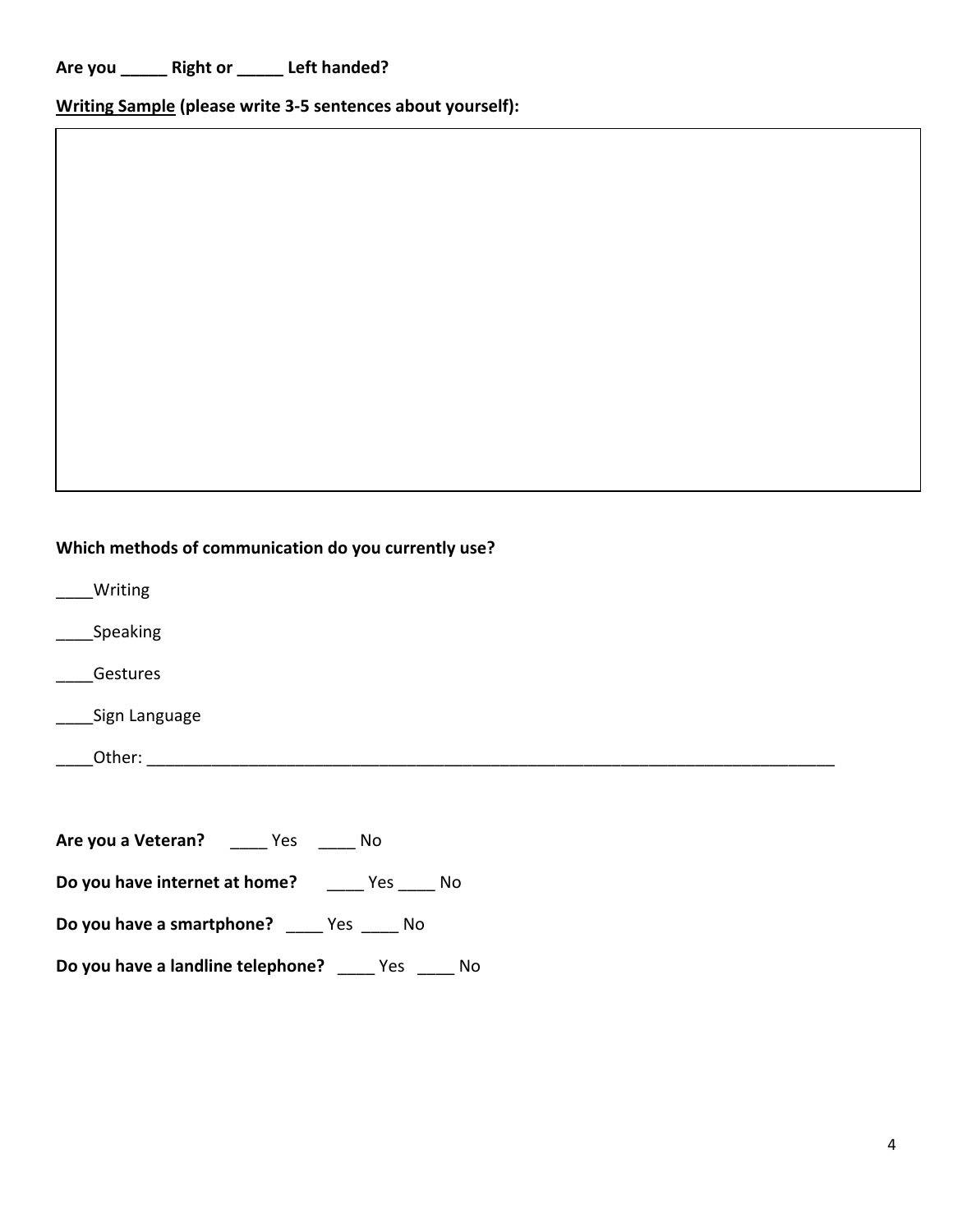**Are you _____ Right or _____ Left handed?**

**<u>Writing Sample</u> (please write 3-5 sentences about yourself):**

| |
|---|
| |

**Which methods of communication do you currently use?**

____Writing

____Speaking

____Gestures

____Sign Language

____Other: ________________________________________________________________________________

**Are you a Veteran?** ____ Yes ____ No

**Do you have internet at home?** ____ Yes ____ No

**Do you have a smartphone?** ____ Yes ____ No

**Do you have a landline telephone?** ____ Yes ____ No